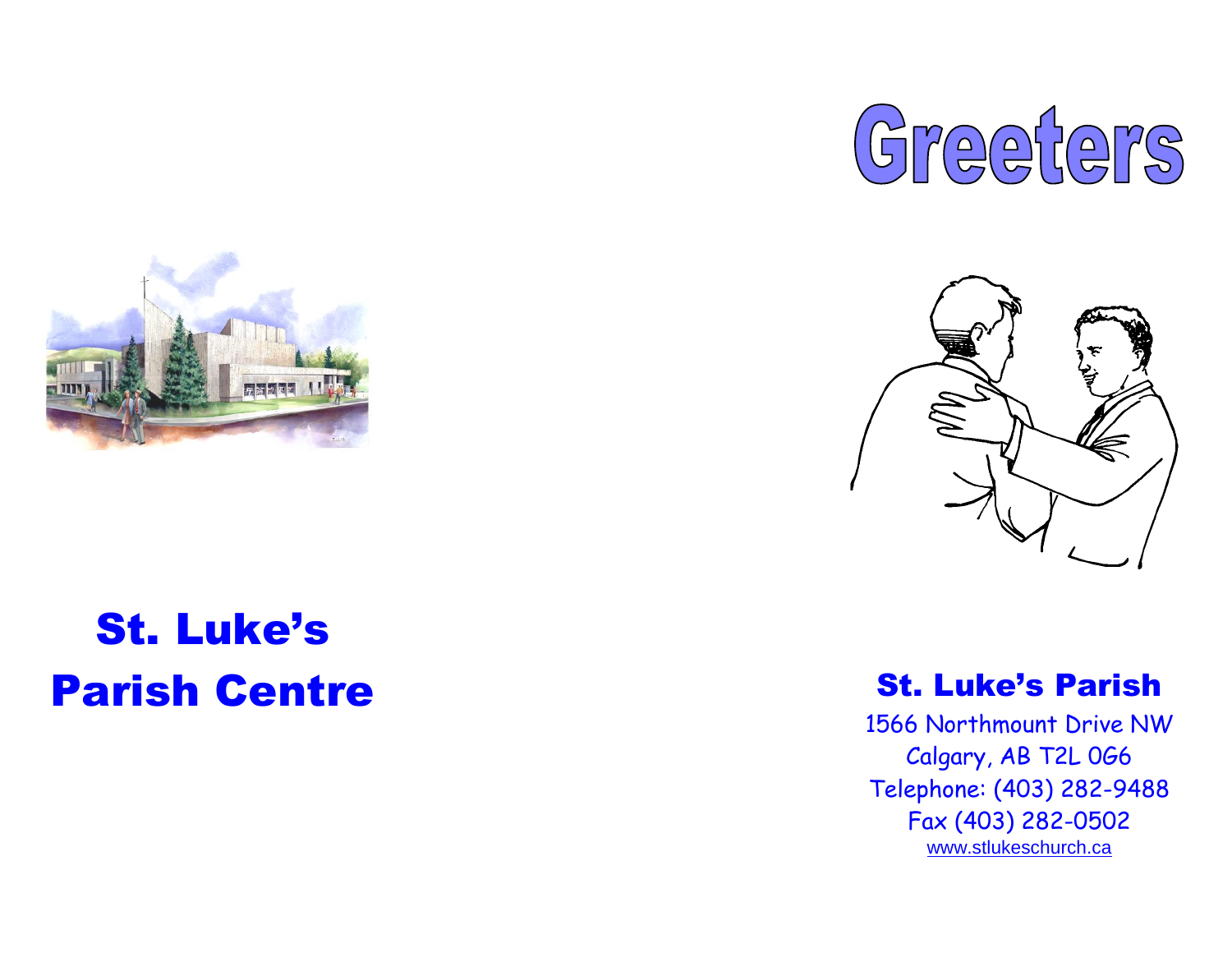# St. Luke's Parish Centre

# Greeters

## St. Luke's Parish

1566 Northmount Drive NW
Calgary, AB T2L 0G6
Telephone: (403) 282-9488
Fax (403) 282-0502
www.stlukeschurch.ca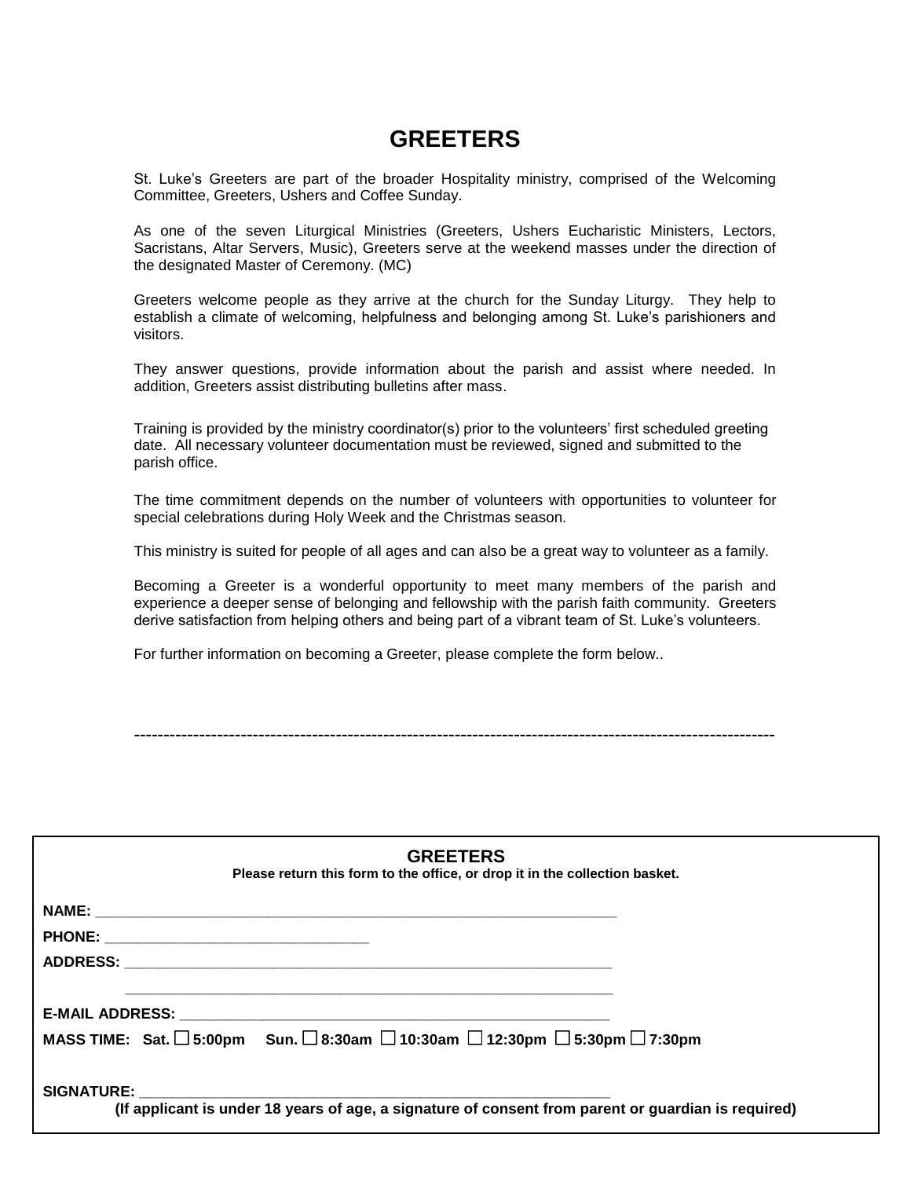# GREETERS

St. Luke's Greeters are part of the broader Hospitality ministry, comprised of the Welcoming Committee, Greeters, Ushers and Coffee Sunday.

As one of the seven Liturgical Ministries (Greeters, Ushers Eucharistic Ministers, Lectors, Sacristans, Altar Servers, Music), Greeters serve at the weekend masses under the direction of the designated Master of Ceremony. (MC)

Greeters welcome people as they arrive at the church for the Sunday Liturgy. They help to establish a climate of welcoming, helpfulness and belonging among St. Luke's parishioners and visitors.

They answer questions, provide information about the parish and assist where needed. In addition, Greeters assist distributing bulletins after mass.

Training is provided by the ministry coordinator(s) prior to the volunteers' first scheduled greeting date. All necessary volunteer documentation must be reviewed, signed and submitted to the parish office.

The time commitment depends on the number of volunteers with opportunities to volunteer for special celebrations during Holy Week and the Christmas season.

This ministry is suited for people of all ages and can also be a great way to volunteer as a family.

Becoming a Greeter is a wonderful opportunity to meet many members of the parish and experience a deeper sense of belonging and fellowship with the parish faith community. Greeters derive satisfaction from helping others and being part of a vibrant team of St. Luke's volunteers.

For further information on becoming a Greeter, please complete the form below..

---

## GREETERS

**Please return this form to the office, or drop it in the collection basket.**

**NAME:** ______________________________________________________________

**PHONE:** ______________________________

**ADDRESS:** ________________________________________________________

________________________________________________________

**E-MAIL ADDRESS:** ___________________________________________________

**MASS TIME: Sat. ☐ 5:00pm Sun. ☐ 8:30am ☐ 10:30am ☐ 12:30pm ☐ 5:30pm ☐ 7:30pm**

**SIGNATURE:** _____________________________________________________

**(If applicant is under 18 years of age, a signature of consent from parent or guardian is required)**